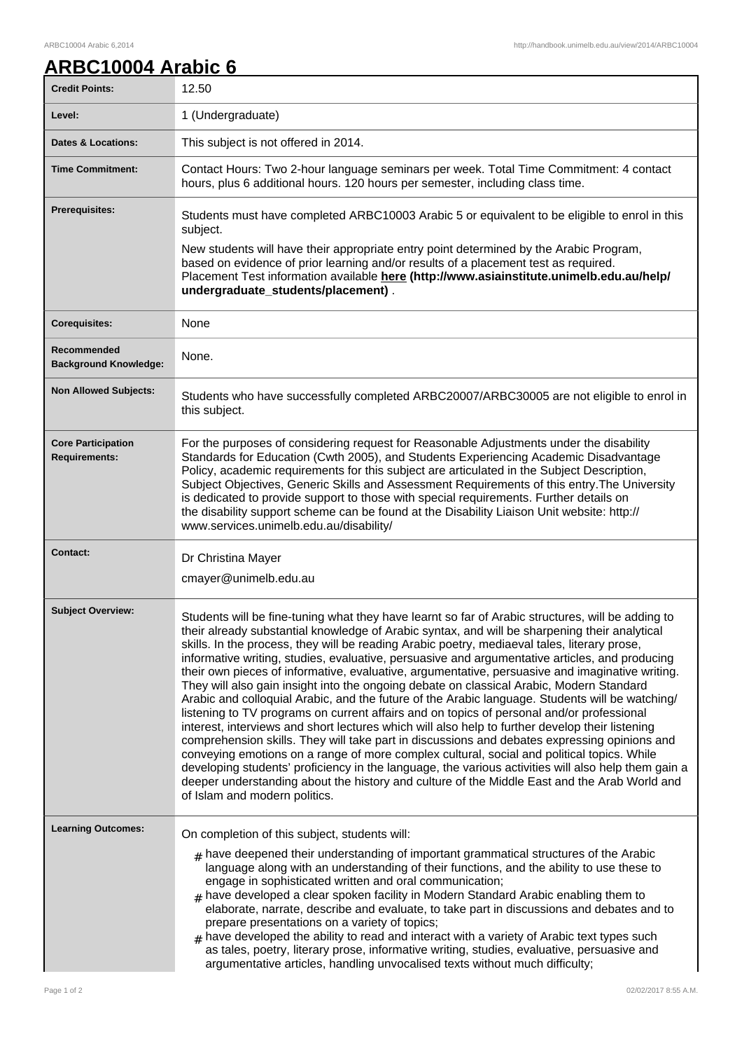# ARBC10004 Arabic 6

| | |
|---|---|
| **Credit Points:** | 12.50 |
| **Level:** | 1 (Undergraduate) |
| **Dates & Locations:** | This subject is not offered in 2014. |
| **Time Commitment:** | Contact Hours: Two 2-hour language seminars per week. Total Time Commitment: 4 contact hours, plus 6 additional hours. 120 hours per semester, including class time. |
| **Prerequisites:** | Students must have completed ARBC10003 Arabic 5 or equivalent to be eligible to enrol in this subject.<br><br>New students will have their appropriate entry point determined by the Arabic Program, based on evidence of prior learning and/or results of a placement test as required. Placement Test information available **here (http://www.asiainstitute.unimelb.edu.au/help/undergraduate_students/placement)** . |
| **Corequisites:** | None |
| **Recommended Background Knowledge:** | None. |
| **Non Allowed Subjects:** | Students who have successfully completed ARBC20007/ARBC30005 are not eligible to enrol in this subject. |
| **Core Participation Requirements:** | For the purposes of considering request for Reasonable Adjustments under the disability Standards for Education (Cwth 2005), and Students Experiencing Academic Disadvantage Policy, academic requirements for this subject are articulated in the Subject Description, Subject Objectives, Generic Skills and Assessment Requirements of this entry.The University is dedicated to provide support to those with special requirements. Further details on the disability support scheme can be found at the Disability Liaison Unit website: http://www.services.unimelb.edu.au/disability/ |
| **Contact:** | Dr Christina Mayer<br><br>cmayer@unimelb.edu.au |
| **Subject Overview:** | Students will be fine-tuning what they have learnt so far of Arabic structures, will be adding to their already substantial knowledge of Arabic syntax, and will be sharpening their analytical skills. In the process, they will be reading Arabic poetry, mediaeval tales, literary prose, informative writing, studies, evaluative, persuasive and argumentative articles, and producing their own pieces of informative, evaluative, argumentative, persuasive and imaginative writing. They will also gain insight into the ongoing debate on classical Arabic, Modern Standard Arabic and colloquial Arabic, and the future of the Arabic language. Students will be watching/listening to TV programs on current affairs and on topics of personal and/or professional interest, interviews and short lectures which will also help to further develop their listening comprehension skills. They will take part in discussions and debates expressing opinions and conveying emotions on a range of more complex cultural, social and political topics. While developing students' proficiency in the language, the various activities will also help them gain a deeper understanding about the history and culture of the Middle East and the Arab World and of Islam and modern politics. |
| **Learning Outcomes:** | On completion of this subject, students will:<br><br># have deepened their understanding of important grammatical structures of the Arabic language along with an understanding of their functions, and the ability to use these to engage in sophisticated written and oral communication;<br># have developed a clear spoken facility in Modern Standard Arabic enabling them to elaborate, narrate, describe and evaluate, to take part in discussions and debates and to prepare presentations on a variety of topics;<br># have developed the ability to read and interact with a variety of Arabic text types such as tales, poetry, literary prose, informative writing, studies, evaluative, persuasive and argumentative articles, handling unvocalised texts without much difficulty; |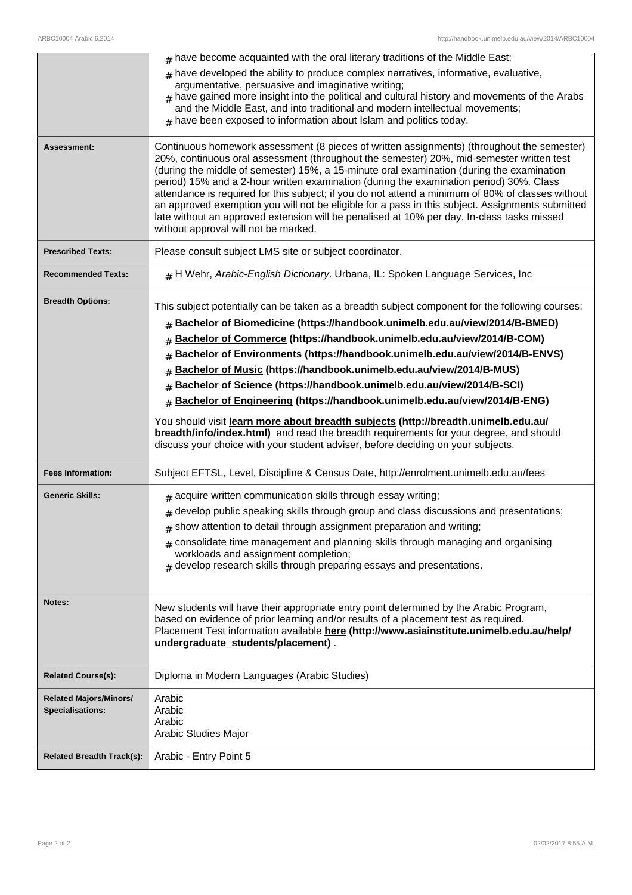| | |
|---|---|
| | # have become acquainted with the oral literary traditions of the Middle East;<br># have developed the ability to produce complex narratives, informative, evaluative, argumentative, persuasive and imaginative writing;<br># have gained more insight into the political and cultural history and movements of the Arabs and the Middle East, and into traditional and modern intellectual movements;<br># have been exposed to information about Islam and politics today. |
| **Assessment:** | Continuous homework assessment (8 pieces of written assignments) (throughout the semester) 20%, continuous oral assessment (throughout the semester) 20%, mid-semester written test (during the middle of semester) 15%, a 15-minute oral examination (during the examination period) 15% and a 2-hour written examination (during the examination period) 30%. Class attendance is required for this subject; if you do not attend a minimum of 80% of classes without an approved exemption you will not be eligible for a pass in this subject. Assignments submitted late without an approved extension will be penalised at 10% per day. In-class tasks missed without approval will not be marked. |
| **Prescribed Texts:** | Please consult subject LMS site or subject coordinator. |
| **Recommended Texts:** | # H Wehr, *Arabic-English Dictionary*. Urbana, IL: Spoken Language Services, Inc |
| **Breadth Options:** | This subject potentially can be taken as a breadth subject component for the following courses:<br># **Bachelor of Biomedicine (https://handbook.unimelb.edu.au/view/2014/B-BMED)**<br># **Bachelor of Commerce (https://handbook.unimelb.edu.au/view/2014/B-COM)**<br># **Bachelor of Environments (https://handbook.unimelb.edu.au/view/2014/B-ENVS)**<br># **Bachelor of Music (https://handbook.unimelb.edu.au/view/2014/B-MUS)**<br># **Bachelor of Science (https://handbook.unimelb.edu.au/view/2014/B-SCI)**<br># **Bachelor of Engineering (https://handbook.unimelb.edu.au/view/2014/B-ENG)**<br>You should visit **learn more about breadth subjects (http://breadth.unimelb.edu.au/breadth/info/index.html)** and read the breadth requirements for your degree, and should discuss your choice with your student adviser, before deciding on your subjects. |
| **Fees Information:** | Subject EFTSL, Level, Discipline & Census Date, http://enrolment.unimelb.edu.au/fees |
| **Generic Skills:** | # acquire written communication skills through essay writing;<br># develop public speaking skills through group and class discussions and presentations;<br># show attention to detail through assignment preparation and writing;<br># consolidate time management and planning skills through managing and organising workloads and assignment completion;<br># develop research skills through preparing essays and presentations. |
| **Notes:** | New students will have their appropriate entry point determined by the Arabic Program, based on evidence of prior learning and/or results of a placement test as required. Placement Test information available **here (http://www.asiainstitute.unimelb.edu.au/help/undergraduate_students/placement)** . |
| **Related Course(s):** | Diploma in Modern Languages (Arabic Studies) |
| **Related Majors/Minors/ Specialisations:** | Arabic<br>Arabic<br>Arabic<br>Arabic Studies Major |
| **Related Breadth Track(s):** | Arabic - Entry Point 5 |